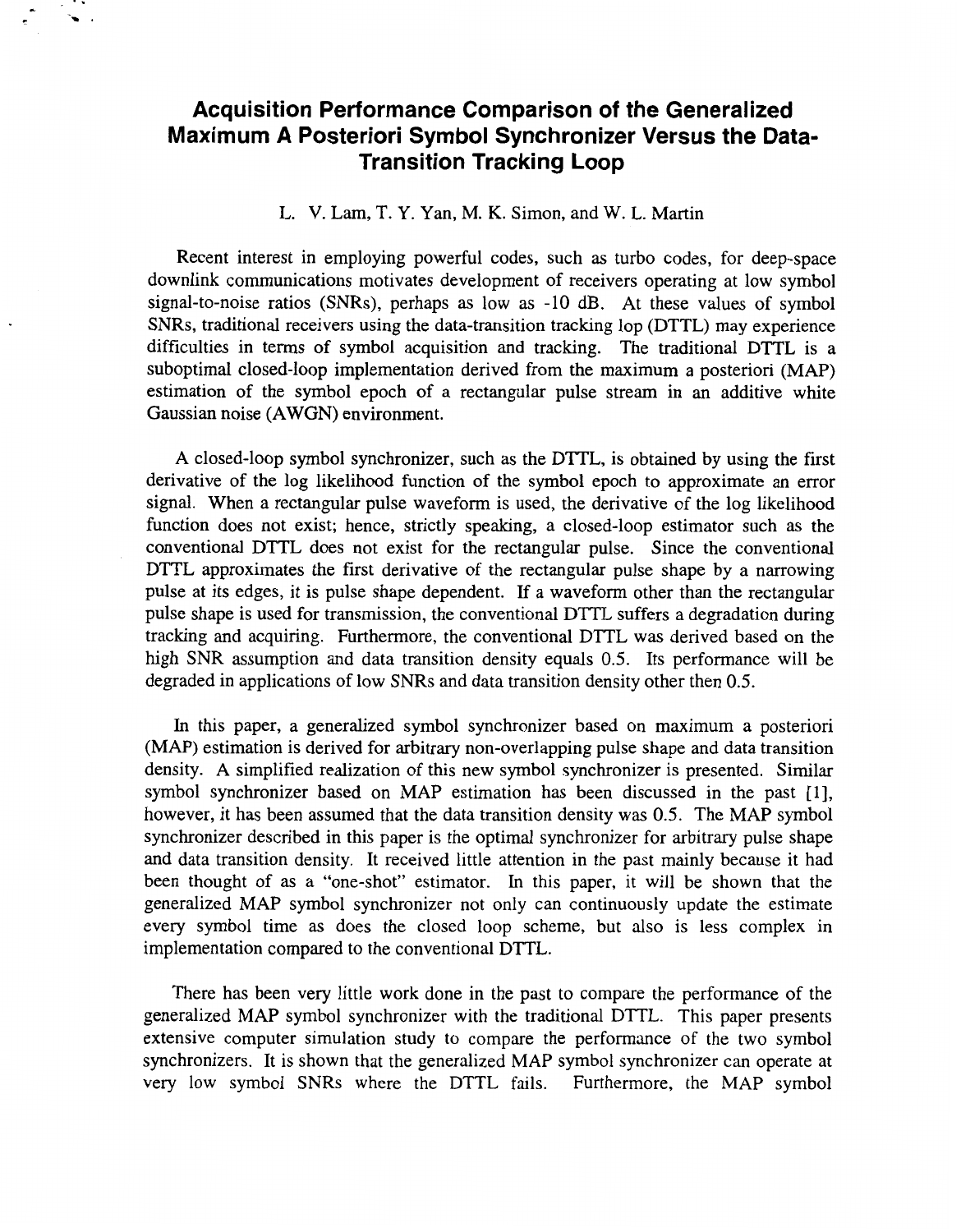# Acquisition Performance Comparison of the Generalized Maximum A Posteriori Symbol Synchronizer Versus the Data-Transition Tracking Loop

L. V. Lam, T. Y. Yan, M. K. Simon, and W. L. Martin

Recent interest in employing powerful codes, such as turbo codes, for deep-space downlink communications motivates development of receivers operating at low symbol signal-to-noise ratios (SNRs), perhaps as low as -10 dB. At these values of symbol SNRs, traditional receivers using the data-transition tracking lop (DTTL) may experience difficulties in terms of symbol acquisition and tracking. The traditional DTTL is a suboptimal closed-loop implementation derived from the maximum a posteriori (MAP) estimation of the symbol epoch of a rectangular pulse stream in an additive white Gaussian noise (AWGN) environment.

A closed-loop symbol synchronizer, such as the DTTL, is obtained by using the first derivative of the log likelihood function of the symbol epoch to approximate an error signal. When a rectangular pulse waveform is used, the derivative of the log likelihood function does not exist; hence, strictly speaking, a closed-loop estimator such as the conventional DTTL does not exist for the rectangular pulse. Since the conventional DTTL approximates the first derivative of the rectangular pulse shape by a narrowing pulse at its edges, it is pulse shape dependent. If a waveform other than the rectangular pulse shape is used for transmission, the conventional DTTL suffers a degradation during tracking and acquiring. Furthermore, the conventional DTTL was derived based on the high SNR assumption and data transition density equals 0.5. Its performance will be degraded in applications of low SNRs and data transition density other then 0.5.

In this paper, a generalized symbol synchronizer based on maximum a posteriori (MAP) estimation is derived for arbitrary non-overlapping pulse shape and data transition density. A simplified realization of this new symbol synchronizer is presented. Similar symbol synchronizer based on MAP estimation has been discussed in the past [1], however, it has been assumed that the data transition density was 0.5. The MAP symbol synchronizer described in this paper is the optimal synchronizer for arbitrary pulse shape and data transition density. It received little attention in the past mainly because it had been thought of as a "one-shot" estimator. In this paper, it will be shown that the generalized MAP symbol synchronizer not only can continuously update the estimate every symbol time as does the closed loop scheme, but also is less complex in implementation compared to the conventional DTTL.

There has been very little work done in the past to compare the performance of the generalized MAP symbol synchronizer with the traditional DTTL. This paper presents extensive computer simulation study to compare the performance of the two symbol synchronizers. It is shown that the generalized MAP symbol synchronizer can operate at very low symbol SNRs where the DTTL fails. Furthermore, the MAP symbol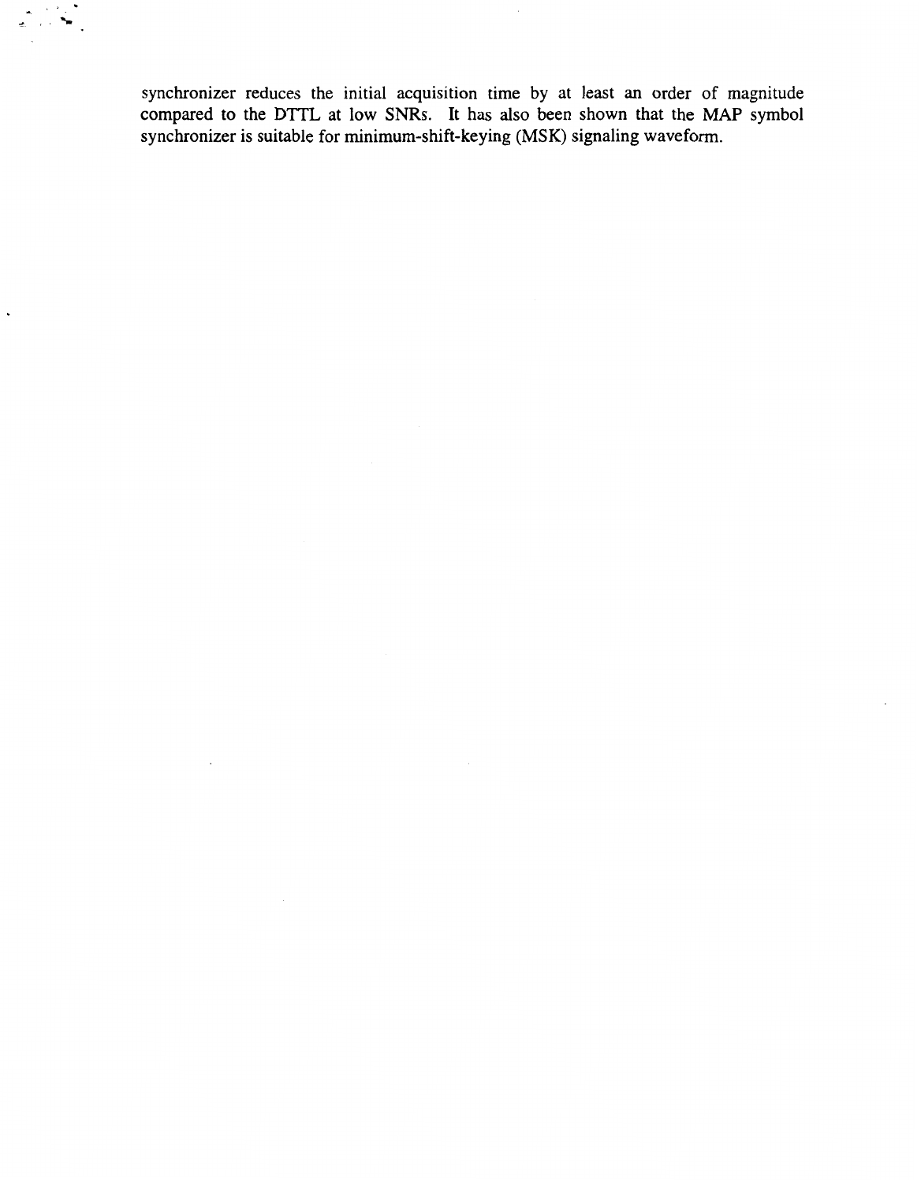synchronizer reduces the initial acquisition time by at least an order of magnitude compared to the DTTL at low SNRs. It has also been shown that the MAP symbol synchronizer is suitable for minimum-shift-keying (MSK) signaling waveform.